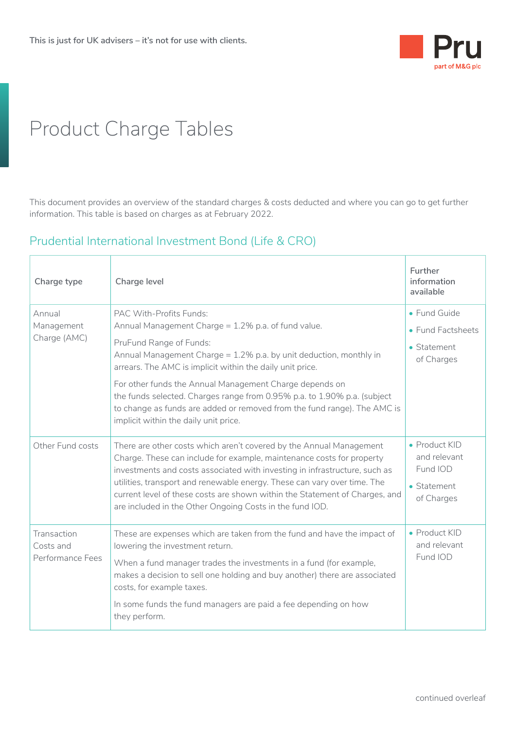This is just for UK advisers – it's not for use with clients.

# Product Charge Tables

This document provides an overview of the standard charges & costs deducted and where you can go to get further information. This table is based on charges as at February 2022.

## Prudential International Investment Bond (Life & CRO)

| Charge type | Charge level | Further information available |
|---|---|---|
| Annual Management Charge (AMC) | PAC With-Profits Funds:<br>Annual Management Charge = 1.2% p.a. of fund value.<br><br>PruFund Range of Funds:<br>Annual Management Charge = 1.2% p.a. by unit deduction, monthly in arrears. The AMC is implicit within the daily unit price.<br><br>For other funds the Annual Management Charge depends on the funds selected. Charges range from 0.95% p.a. to 1.90% p.a. (subject to change as funds are added or removed from the fund range). The AMC is implicit within the daily unit price. | • Fund Guide<br>• Fund Factsheets<br>• Statement of Charges |
| Other Fund costs | There are other costs which aren't covered by the Annual Management Charge. These can include for example, maintenance costs for property investments and costs associated with investing in infrastructure, such as utilities, transport and renewable energy. These can vary over time. The current level of these costs are shown within the Statement of Charges, and are included in the Other Ongoing Costs in the fund IOD. | • Product KID and relevant Fund IOD<br>• Statement of Charges |
| Transaction Costs and Performance Fees | These are expenses which are taken from the fund and have the impact of lowering the investment return.<br><br>When a fund manager trades the investments in a fund (for example, makes a decision to sell one holding and buy another) there are associated costs, for example taxes.<br><br>In some funds the fund managers are paid a fee depending on how they perform. | • Product KID and relevant Fund IOD |

continued overleaf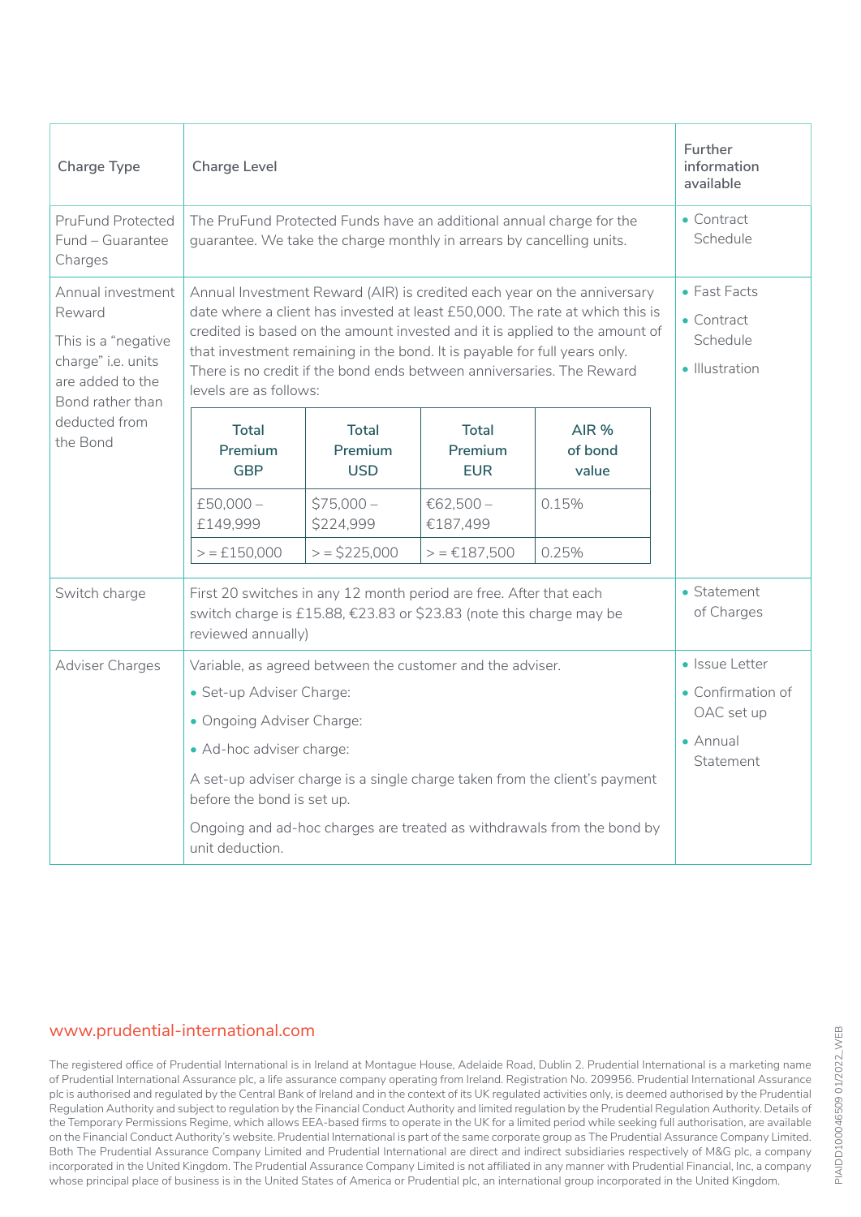| Charge Type | Charge Level | Further information available |
|---|---|---|
| PruFund Protected Fund – Guarantee Charges | The PruFund Protected Funds have an additional annual charge for the guarantee. We take the charge monthly in arrears by cancelling units. | • Contract Schedule |
| Annual investment Reward<br><br>This is a “negative charge” i.e. units are added to the Bond rather than deducted from the Bond | Annual Investment Reward (AIR) is credited each year on the anniversary date where a client has invested at least £50,000. The rate at which this is credited is based on the amount invested and it is applied to the amount of that investment remaining in the bond. It is payable for full years only. There is no credit if the bond ends between anniversaries. The Reward levels are as follows: (see AIR table below) | • Fast Facts<br>• Contract Schedule<br>• Illustration |
| Switch charge | First 20 switches in any 12 month period are free. After that each switch charge is £15.88, €23.83 or $23.83 (note this charge may be reviewed annually) | • Statement of Charges |
| Adviser Charges | Variable, as agreed between the customer and the adviser.<br>• Set-up Adviser Charge:<br>• Ongoing Adviser Charge:<br>• Ad-hoc adviser charge:<br><br>A set-up adviser charge is a single charge taken from the client’s payment before the bond is set up.<br><br>Ongoing and ad-hoc charges are treated as withdrawals from the bond by unit deduction. | • Issue Letter<br>• Confirmation of OAC set up<br>• Annual Statement |

| Total Premium GBP | Total Premium USD | Total Premium EUR | AIR % of bond value |
|---|---|---|---|
| £50,000 – £149,999 | $75,000 – $224,999 | €62,500 – €187,499 | 0.15% |
| > = £150,000 | > = $225,000 | > = €187,500 | 0.25% |

www.prudential-international.com

The registered office of Prudential International is in Ireland at Montague House, Adelaide Road, Dublin 2. Prudential International is a marketing name of Prudential International Assurance plc, a life assurance company operating from Ireland. Registration No. 209956. Prudential International Assurance plc is authorised and regulated by the Central Bank of Ireland and in the context of its UK regulated activities only, is deemed authorised by the Prudential Regulation Authority and subject to regulation by the Financial Conduct Authority and limited regulation by the Prudential Regulation Authority. Details of the Temporary Permissions Regime, which allows EEA-based firms to operate in the UK for a limited period while seeking full authorisation, are available on the Financial Conduct Authority's website. Prudential International is part of the same corporate group as The Prudential Assurance Company Limited. Both The Prudential Assurance Company Limited and Prudential International are direct and indirect subsidiaries respectively of M&G plc, a company incorporated in the United Kingdom. The Prudential Assurance Company Limited is not affiliated in any manner with Prudential Financial, Inc, a company whose principal place of business is in the United States of America or Prudential plc, an international group incorporated in the United Kingdom.

PIAID100046509 01/2022_WEB